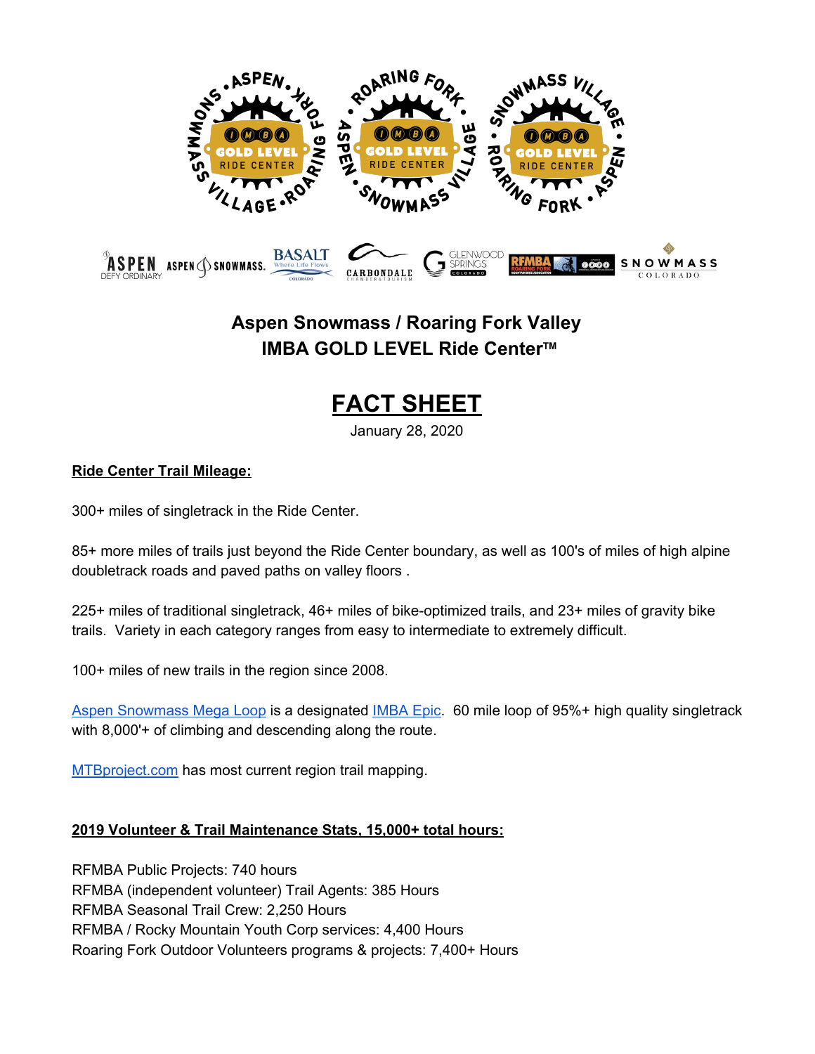# Aspen Snowmass / Roaring Fork Valley
# IMBA GOLD LEVEL Ride Center™

## FACT SHEET

January 28, 2020

**Ride Center Trail Mileage:**

300+ miles of singletrack in the Ride Center.

85+ more miles of trails just beyond the Ride Center boundary, as well as 100's of miles of high alpine doubletrack roads and paved paths on valley floors .

225+ miles of traditional singletrack, 46+ miles of bike-optimized trails, and 23+ miles of gravity bike trails. Variety in each category ranges from easy to intermediate to extremely difficult.

100+ miles of new trails in the region since 2008.

[Aspen Snowmass Mega Loop] is a designated [IMBA Epic]. 60 mile loop of 95%+ high quality singletrack with 8,000'+ of climbing and descending along the route.

[MTBproject.com] has most current region trail mapping.

**2019 Volunteer & Trail Maintenance Stats, 15,000+ total hours:**

RFMBA Public Projects: 740 hours
RFMBA (independent volunteer) Trail Agents: 385 Hours
RFMBA Seasonal Trail Crew: 2,250 Hours
RFMBA / Rocky Mountain Youth Corp services: 4,400 Hours
Roaring Fork Outdoor Volunteers programs & projects: 7,400+ Hours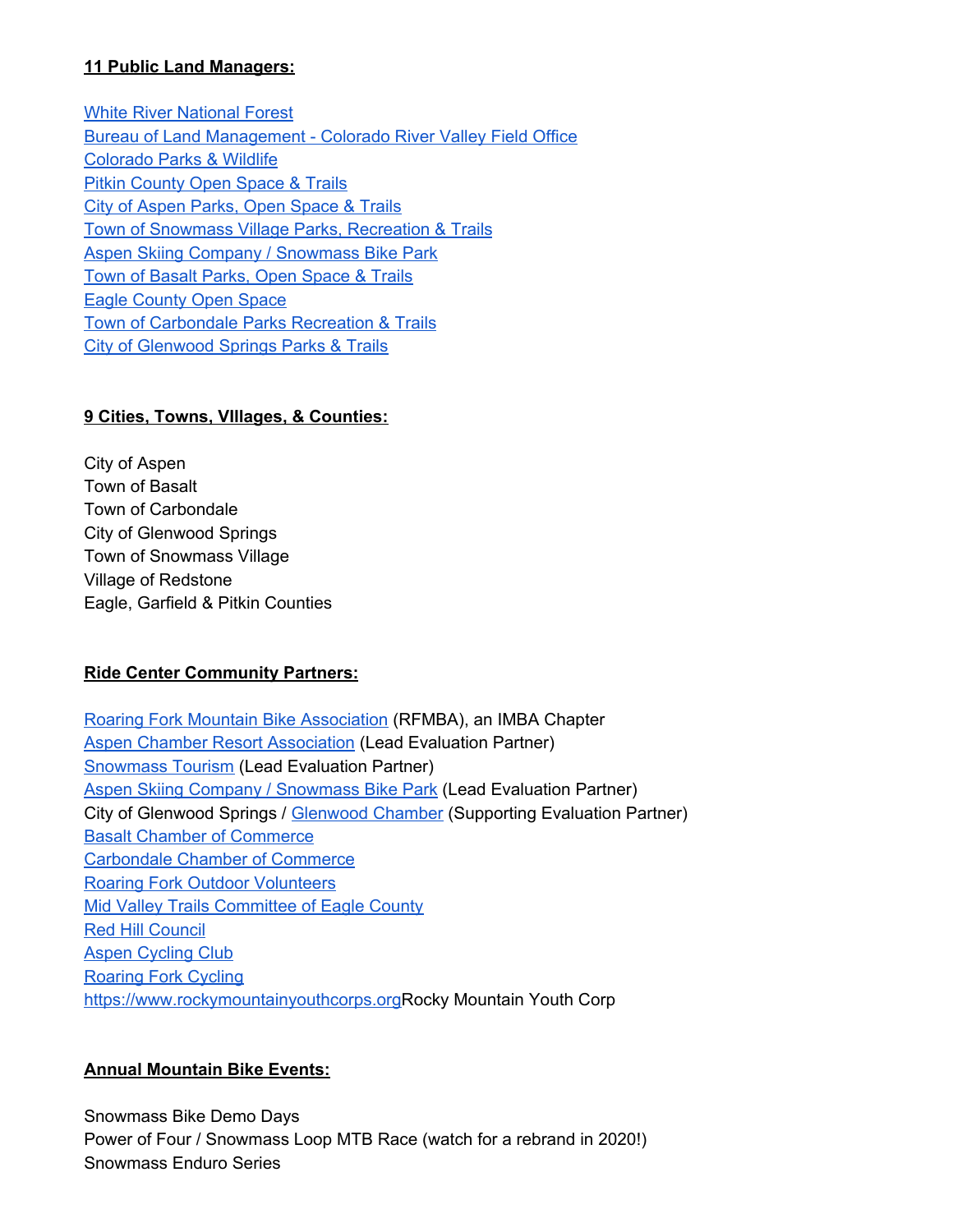**11 Public Land Managers:**

White River National Forest
Bureau of Land Management - Colorado River Valley Field Office
Colorado Parks & Wildlife
Pitkin County Open Space & Trails
City of Aspen Parks, Open Space & Trails
Town of Snowmass Village Parks, Recreation & Trails
Aspen Skiing Company / Snowmass Bike Park
Town of Basalt Parks, Open Space & Trails
Eagle County Open Space
Town of Carbondale Parks Recreation & Trails
City of Glenwood Springs Parks & Trails

**9 Cities, Towns, VIllages, & Counties:**

City of Aspen
Town of Basalt
Town of Carbondale
City of Glenwood Springs
Town of Snowmass Village
Village of Redstone
Eagle, Garfield & Pitkin Counties

**Ride Center Community Partners:**

Roaring Fork Mountain Bike Association (RFMBA), an IMBA Chapter
Aspen Chamber Resort Association (Lead Evaluation Partner)
Snowmass Tourism (Lead Evaluation Partner)
Aspen Skiing Company / Snowmass Bike Park (Lead Evaluation Partner)
City of Glenwood Springs / Glenwood Chamber (Supporting Evaluation Partner)
Basalt Chamber of Commerce
Carbondale Chamber of Commerce
Roaring Fork Outdoor Volunteers
Mid Valley Trails Committee of Eagle County
Red Hill Council
Aspen Cycling Club
Roaring Fork Cycling
https://www.rockymountainyouthcorps.orgRocky Mountain Youth Corp

**Annual Mountain Bike Events:**

Snowmass Bike Demo Days
Power of Four / Snowmass Loop MTB Race (watch for a rebrand in 2020!)
Snowmass Enduro Series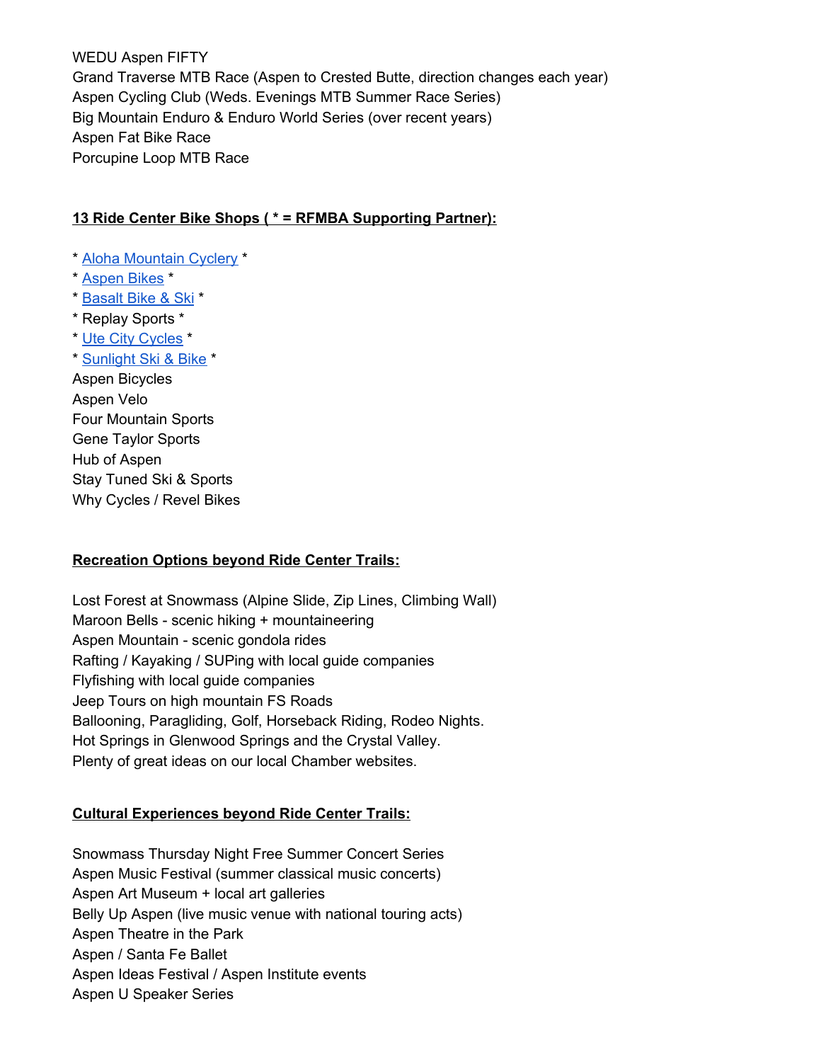WEDU Aspen FIFTY
Grand Traverse MTB Race (Aspen to Crested Butte, direction changes each year)
Aspen Cycling Club (Weds. Evenings MTB Summer Race Series)
Big Mountain Enduro & Enduro World Series (over recent years)
Aspen Fat Bike Race
Porcupine Loop MTB Race

**13 Ride Center Bike Shops ( * = RFMBA Supporting Partner):**

* Aloha Mountain Cyclery *
* Aspen Bikes *
* Basalt Bike & Ski *
* Replay Sports *
* Ute City Cycles *
* Sunlight Ski & Bike *
Aspen Bicycles
Aspen Velo
Four Mountain Sports
Gene Taylor Sports
Hub of Aspen
Stay Tuned Ski & Sports
Why Cycles / Revel Bikes

**Recreation Options beyond Ride Center Trails:**

Lost Forest at Snowmass (Alpine Slide, Zip Lines, Climbing Wall)
Maroon Bells - scenic hiking + mountaineering
Aspen Mountain - scenic gondola rides
Rafting / Kayaking / SUPing with local guide companies
Flyfishing with local guide companies
Jeep Tours on high mountain FS Roads
Ballooning, Paragliding, Golf, Horseback Riding, Rodeo Nights.
Hot Springs in Glenwood Springs and the Crystal Valley.
Plenty of great ideas on our local Chamber websites.

**Cultural Experiences beyond Ride Center Trails:**

Snowmass Thursday Night Free Summer Concert Series
Aspen Music Festival (summer classical music concerts)
Aspen Art Museum + local art galleries
Belly Up Aspen (live music venue with national touring acts)
Aspen Theatre in the Park
Aspen / Santa Fe Ballet
Aspen Ideas Festival / Aspen Institute events
Aspen U Speaker Series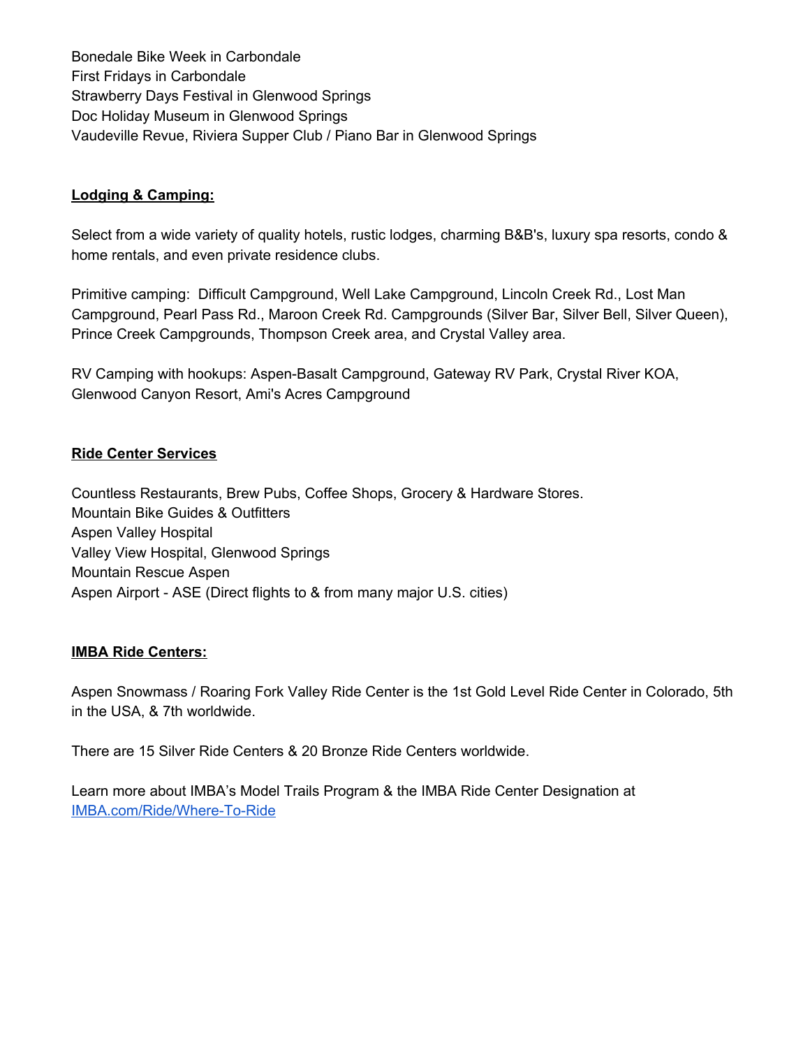Bonedale Bike Week in Carbondale
First Fridays in Carbondale
Strawberry Days Festival in Glenwood Springs
Doc Holiday Museum in Glenwood Springs
Vaudeville Revue, Riviera Supper Club / Piano Bar in Glenwood Springs

**Lodging & Camping:**

Select from a wide variety of quality hotels, rustic lodges, charming B&B's, luxury spa resorts, condo & home rentals, and even private residence clubs.

Primitive camping: Difficult Campground, Well Lake Campground, Lincoln Creek Rd., Lost Man Campground, Pearl Pass Rd., Maroon Creek Rd. Campgrounds (Silver Bar, Silver Bell, Silver Queen), Prince Creek Campgrounds, Thompson Creek area, and Crystal Valley area.

RV Camping with hookups: Aspen-Basalt Campground, Gateway RV Park, Crystal River KOA, Glenwood Canyon Resort, Ami's Acres Campground

**Ride Center Services**

Countless Restaurants, Brew Pubs, Coffee Shops, Grocery & Hardware Stores.
Mountain Bike Guides & Outfitters
Aspen Valley Hospital
Valley View Hospital, Glenwood Springs
Mountain Rescue Aspen
Aspen Airport - ASE (Direct flights to & from many major U.S. cities)

**IMBA Ride Centers:**

Aspen Snowmass / Roaring Fork Valley Ride Center is the 1st Gold Level Ride Center in Colorado, 5th in the USA, & 7th worldwide.

There are 15 Silver Ride Centers & 20 Bronze Ride Centers worldwide.

Learn more about IMBA's Model Trails Program & the IMBA Ride Center Designation at [IMBA.com/Ride/Where-To-Ride](IMBA.com/Ride/Where-To-Ride)